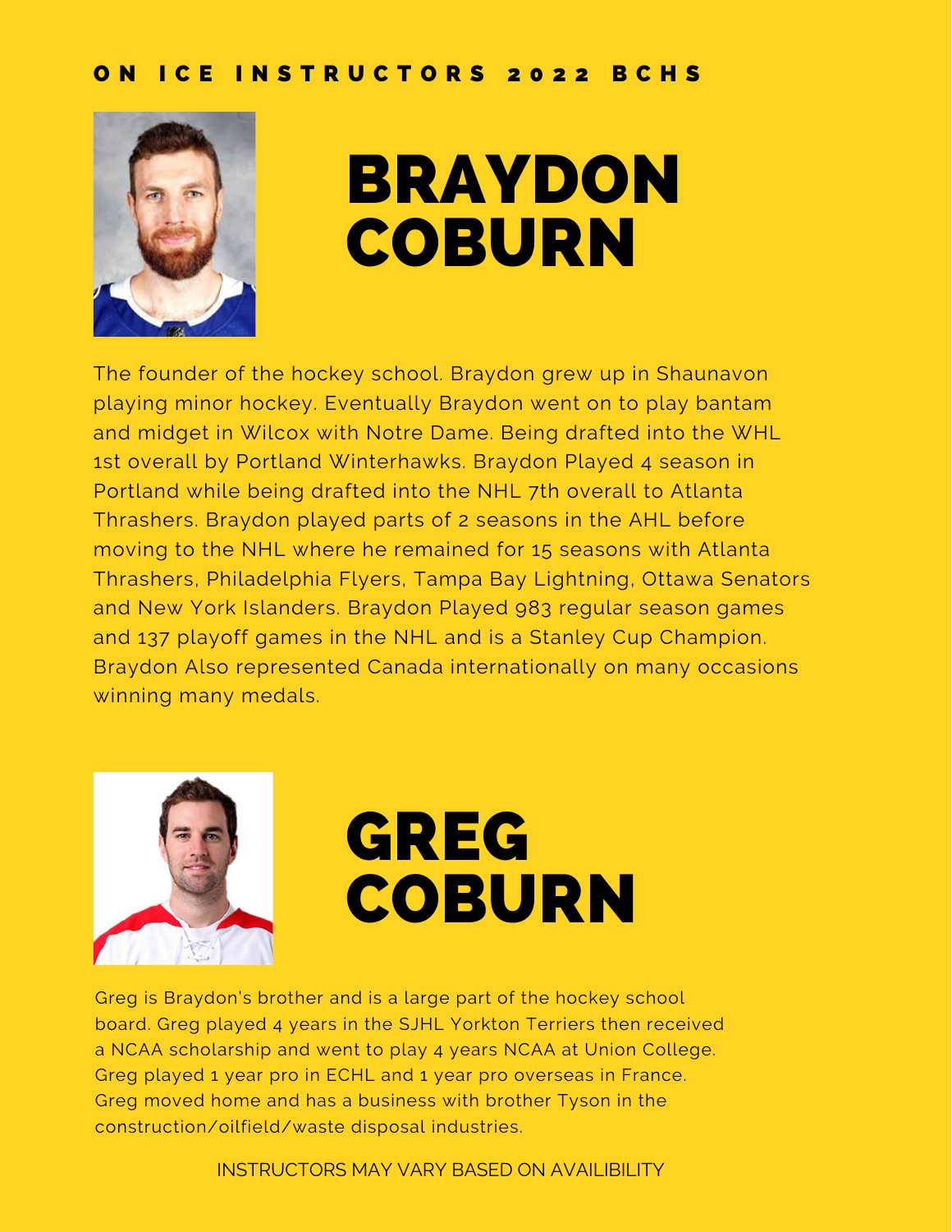**ON ICE INSTRUCTORS 2022 BCHS**

# BRAYDON COBURN

The founder of the hockey school. Braydon grew up in Shaunavon playing minor hockey. Eventually Braydon went on to play bantam and midget in Wilcox with Notre Dame. Being drafted into the WHL 1st overall by Portland Winterhawks. Braydon Played 4 season in Portland while being drafted into the NHL 7th overall to Atlanta Thrashers. Braydon played parts of 2 seasons in the AHL before moving to the NHL where he remained for 15 seasons with Atlanta Thrashers, Philadelphia Flyers, Tampa Bay Lightning, Ottawa Senators and New York Islanders. Braydon Played 983 regular season games and 137 playoff games in the NHL and is a Stanley Cup Champion. Braydon Also represented Canada internationally on many occasions winning many medals.

# GREG COBURN

Greg is Braydon's brother and is a large part of the hockey school board. Greg played 4 years in the SJHL Yorkton Terriers then received a NCAA scholarship and went to play 4 years NCAA at Union College. Greg played 1 year pro in ECHL and 1 year pro overseas in France. Greg moved home and has a business with brother Tyson in the construction/oilfield/waste disposal industries.

INSTRUCTORS MAY VARY BASED ON AVAILIBILITY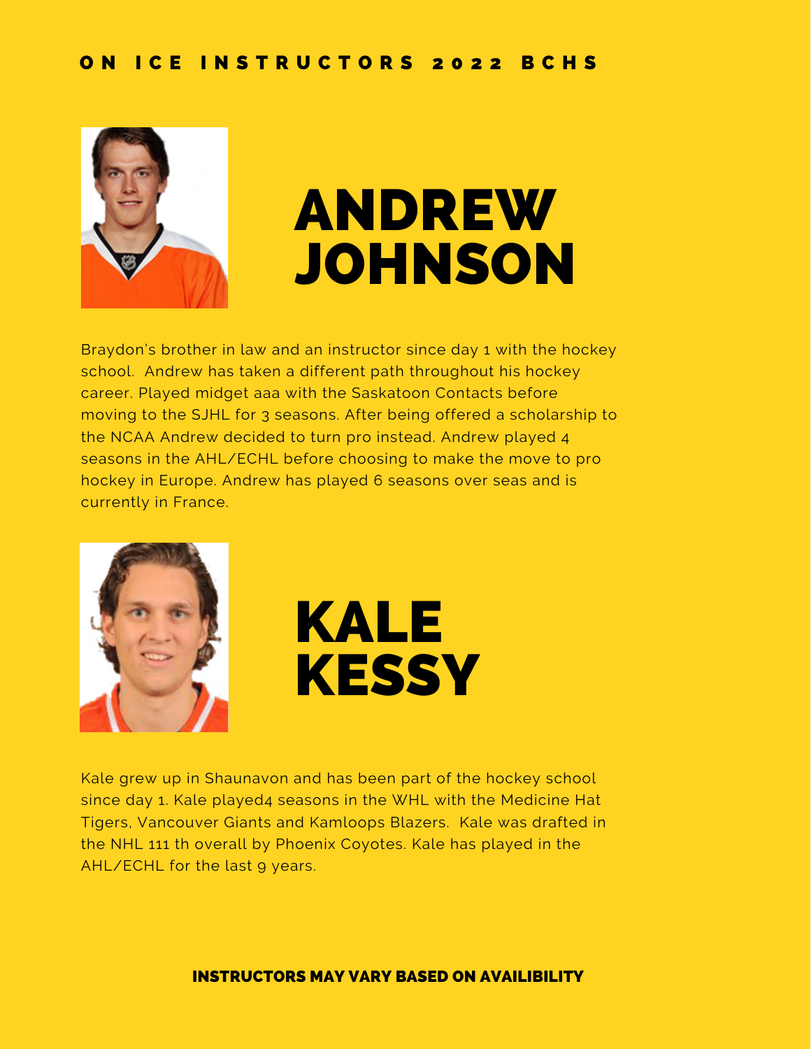# ON ICE INSTRUCTORS 2022 BCHS

## ANDREW JOHNSON

Braydon's brother in law and an instructor since day 1 with the hockey school. Andrew has taken a different path throughout his hockey career. Played midget aaa with the Saskatoon Contacts before moving to the SJHL for 3 seasons. After being offered a scholarship to the NCAA Andrew decided to turn pro instead. Andrew played 4 seasons in the AHL/ECHL before choosing to make the move to pro hockey in Europe. Andrew has played 6 seasons over seas and is currently in France.

## KALE KESSY

Kale grew up in Shaunavon and has been part of the hockey school since day 1. Kale played4 seasons in the WHL with the Medicine Hat Tigers, Vancouver Giants and Kamloops Blazers. Kale was drafted in the NHL 111 th overall by Phoenix Coyotes. Kale has played in the AHL/ECHL for the last 9 years.

**INSTRUCTORS MAY VARY BASED ON AVAILIBILITY**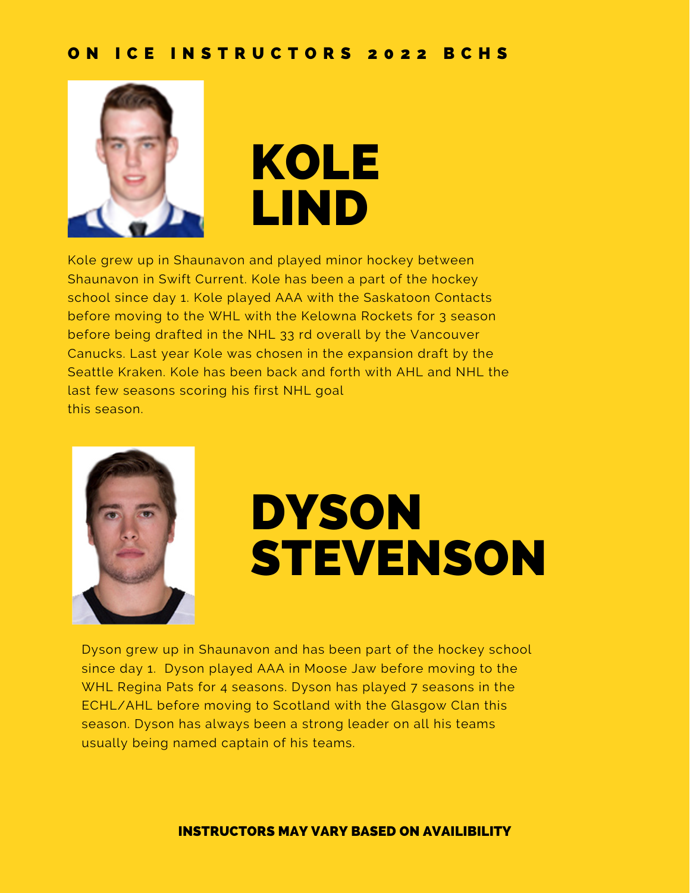ON ICE INSTRUCTORS 2022 BCHS

# KOLE LIND

Kole grew up in Shaunavon and played minor hockey between Shaunavon in Swift Current. Kole has been a part of the hockey school since day 1. Kole played AAA with the Saskatoon Contacts before moving to the WHL with the Kelowna Rockets for 3 season before being drafted in the NHL 33 rd overall by the Vancouver Canucks. Last year Kole was chosen in the expansion draft by the Seattle Kraken. Kole has been back and forth with AHL and NHL the last few seasons scoring his first NHL goal this season.

# DYSON STEVENSON

Dyson grew up in Shaunavon and has been part of the hockey school since day 1. Dyson played AAA in Moose Jaw before moving to the WHL Regina Pats for 4 seasons. Dyson has played 7 seasons in the ECHL/AHL before moving to Scotland with the Glasgow Clan this season. Dyson has always been a strong leader on all his teams usually being named captain of his teams.

**INSTRUCTORS MAY VARY BASED ON AVAILIBILITY**